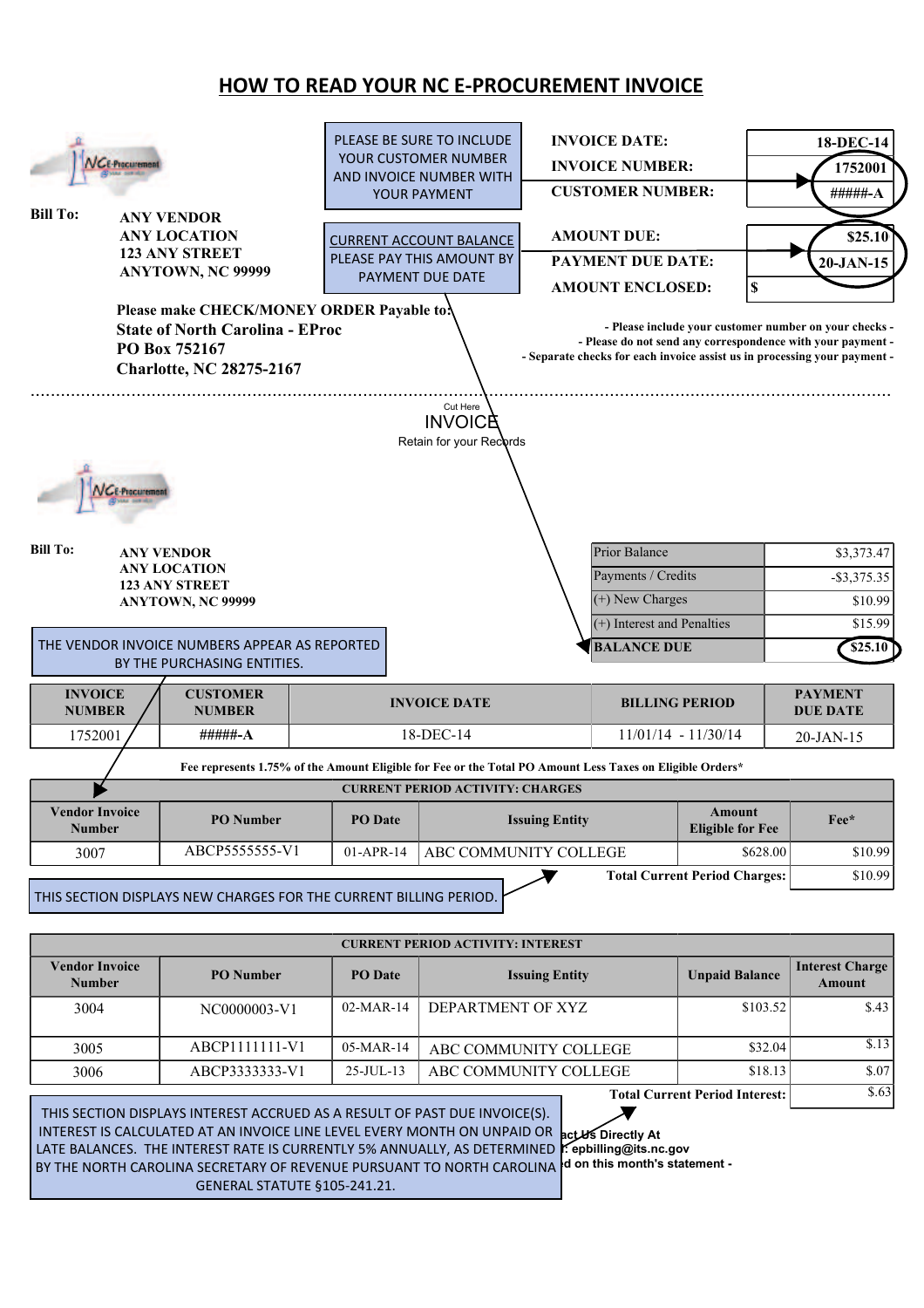# HOW TO READ YOUR NC E-PROCUREMENT INVOICE

**Bill To:** **ANY VENDOR**
**ANY LOCATION**
**123 ANY STREET**
**ANYTOWN, NC 99999**

PLEASE BE SURE TO INCLUDE YOUR CUSTOMER NUMBER AND INVOICE NUMBER WITH YOUR PAYMENT

| | |
|---|---|
| **INVOICE DATE:** | **18-DEC-14** |
| **INVOICE NUMBER:** | **1752001** |
| **CUSTOMER NUMBER:** | **#####-A** |

CURRENT ACCOUNT BALANCE PLEASE PAY THIS AMOUNT BY PAYMENT DUE DATE

| | |
|---|---|
| **AMOUNT DUE:** | **$25.10** |
| **PAYMENT DUE DATE:** | **20-JAN-15** |
| **AMOUNT ENCLOSED:** | **$** |

**Please make CHECK/MONEY ORDER Payable to:**
**State of North Carolina - EProc**
**PO Box 752167**
**Charlotte, NC 28275-2167**

**- Please include your customer number on your checks -**
**- Please do not send any correspondence with your payment -**
**- Separate checks for each invoice assist us in processing your payment -**

Cut Here

INVOICE
Retain for your Records

**Bill To:** **ANY VENDOR**
**ANY LOCATION**
**123 ANY STREET**
**ANYTOWN, NC 99999**

| | |
|---|---|
| Prior Balance | $3,373.47 |
| Payments / Credits | -$3,375.35 |
| (+) New Charges | $10.99 |
| (+) Interest and Penalties | $15.99 |
| **BALANCE DUE** | **$25.10** |

THE VENDOR INVOICE NUMBERS APPEAR AS REPORTED BY THE PURCHASING ENTITIES.

| INVOICE NUMBER | CUSTOMER NUMBER | INVOICE DATE | BILLING PERIOD | PAYMENT DUE DATE |
|---|---|---|---|---|
| 1752001 | **#####-A** | 18-DEC-14 | 11/01/14 - 11/30/14 | 20-JAN-15 |

**Fee represents 1.75% of the Amount Eligible for Fee or the Total PO Amount Less Taxes on Eligible Orders***

**CURRENT PERIOD ACTIVITY: CHARGES**

| Vendor Invoice Number | PO Number | PO Date | Issuing Entity | Amount Eligible for Fee | Fee* |
|---|---|---|---|---|---|
| 3007 | ABCP5555555-V1 | 01-APR-14 | ABC COMMUNITY COLLEGE | $628.00 | $10.99 |
| | | | | **Total Current Period Charges:** | $10.99 |

THIS SECTION DISPLAYS NEW CHARGES FOR THE CURRENT BILLING PERIOD.

**CURRENT PERIOD ACTIVITY: INTEREST**

| Vendor Invoice Number | PO Number | PO Date | Issuing Entity | Unpaid Balance | Interest Charge Amount |
|---|---|---|---|---|---|
| 3004 | NC0000003-V1 | 02-MAR-14 | DEPARTMENT OF XYZ | $103.52 | $.43 |
| 3005 | ABCP1111111-V1 | 05-MAR-14 | ABC COMMUNITY COLLEGE | $32.04 | $.13 |
| 3006 | ABCP3333333-V1 | 25-JUL-13 | ABC COMMUNITY COLLEGE | $18.13 | $.07 |
| | | | | **Total Current Period Interest:** | $.63 |

THIS SECTION DISPLAYS INTEREST ACCRUED AS A RESULT OF PAST DUE INVOICE(S). INTEREST IS CALCULATED AT AN INVOICE LINE LEVEL EVERY MONTH ON UNPAID OR LATE BALANCES. THE INTEREST RATE IS CURRENTLY 5% ANNUALLY, AS DETERMINED BY THE NORTH CAROLINA SECRETARY OF REVENUE PURSUANT TO NORTH CAROLINA GENERAL STATUTE §105-241.21.

**act Us Directly At**
**: epbilling@its.nc.gov**
**d on this month's statement -**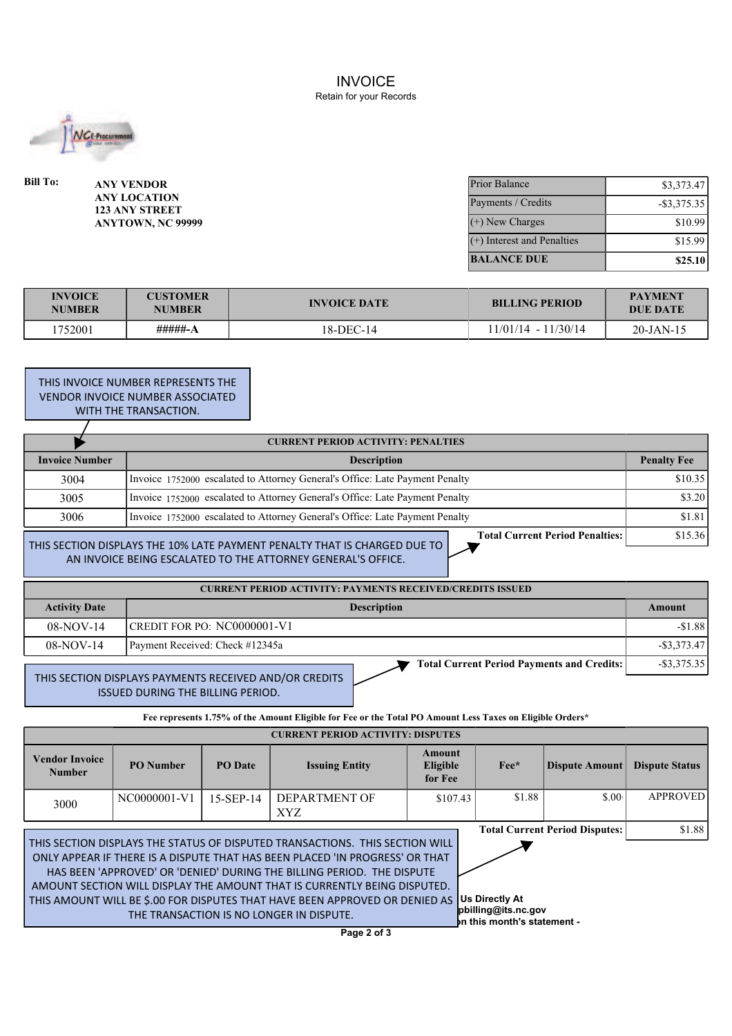# INVOICE

Retain for your Records

**Bill To:**

**ANY VENDOR**
**ANY LOCATION**
**123 ANY STREET**
**ANYTOWN, NC 99999**

| | |
|---|---|
| Prior Balance | $3,373.47 |
| Payments / Credits | -$3,375.35 |
| (+) New Charges | $10.99 |
| (+) Interest and Penalties | $15.99 |
| **BALANCE DUE** | **$25.10** |

| INVOICE NUMBER | CUSTOMER NUMBER | INVOICE DATE | BILLING PERIOD | PAYMENT DUE DATE |
|---|---|---|---|---|
| 1752001 | #####-A | 18-DEC-14 | 11/01/14 - 11/30/14 | 20-JAN-15 |

THIS INVOICE NUMBER REPRESENTS THE VENDOR INVOICE NUMBER ASSOCIATED WITH THE TRANSACTION.

**CURRENT PERIOD ACTIVITY: PENALTIES**

| Invoice Number | Description | Penalty Fee |
|---|---|---|
| 3004 | Invoice 1752000 escalated to Attorney General's Office: Late Payment Penalty | $10.35 |
| 3005 | Invoice 1752000 escalated to Attorney General's Office: Late Payment Penalty | $3.20 |
| 3006 | Invoice 1752000 escalated to Attorney General's Office: Late Payment Penalty | $1.81 |
| | **Total Current Period Penalties:** | $15.36 |

THIS SECTION DISPLAYS THE 10% LATE PAYMENT PENALTY THAT IS CHARGED DUE TO AN INVOICE BEING ESCALATED TO THE ATTORNEY GENERAL'S OFFICE.

**CURRENT PERIOD ACTIVITY: PAYMENTS RECEIVED/CREDITS ISSUED**

| Activity Date | Description | Amount |
|---|---|---|
| 08-NOV-14 | CREDIT FOR PO: NC0000001-V1 | -$1.88 |
| 08-NOV-14 | Payment Received: Check #12345a | -$3,373.47 |
| | **Total Current Period Payments and Credits:** | -$3,375.35 |

THIS SECTION DISPLAYS PAYMENTS RECEIVED AND/OR CREDITS ISSUED DURING THE BILLING PERIOD.

**Fee represents 1.75% of the Amount Eligible for Fee or the Total PO Amount Less Taxes on Eligible Orders***

**CURRENT PERIOD ACTIVITY: DISPUTES**

| Vendor Invoice Number | PO Number | PO Date | Issuing Entity | Amount Eligible for Fee | Fee* | Dispute Amount | Dispute Status |
|---|---|---|---|---|---|---|---|
| 3000 | NC0000001-V1 | 15-SEP-14 | DEPARTMENT OF XYZ | $107.43 | $1.88 | $.00 | APPROVED |
| | | | | | | **Total Current Period Disputes:** | $1.88 |

THIS SECTION DISPLAYS THE STATUS OF DISPUTED TRANSACTIONS. THIS SECTION WILL ONLY APPEAR IF THERE IS A DISPUTE THAT HAS BEEN PLACED 'IN PROGRESS' OR THAT HAS BEEN 'APPROVED' OR 'DENIED' DURING THE BILLING PERIOD. THE DISPUTE AMOUNT SECTION WILL DISPLAY THE AMOUNT THAT IS CURRENTLY BEING DISPUTED. THIS AMOUNT WILL BE $.00 FOR DISPUTES THAT HAVE BEEN APPROVED OR DENIED AS THE TRANSACTION IS NO LONGER IN DISPUTE.

**Us Directly At**
**pbilling@its.nc.gov**
**n this month's statement -**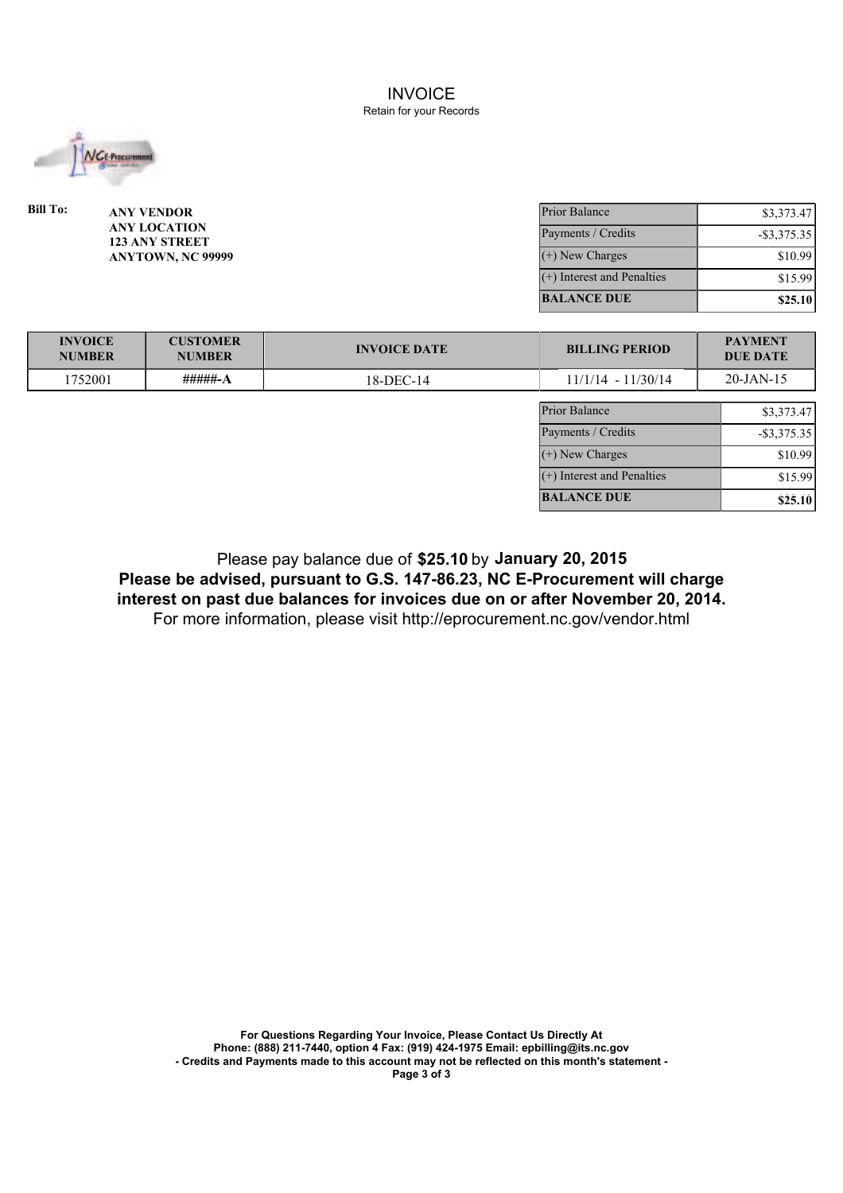# INVOICE

Retain for your Records

**Bill To:**

**ANY VENDOR**
**ANY LOCATION**
**123 ANY STREET**
**ANYTOWN, NC 99999**

| | |
|---|---|
| Prior Balance | $3,373.47 |
| Payments / Credits | -$3,375.35 |
| (+) New Charges | $10.99 |
| (+) Interest and Penalties | $15.99 |
| **BALANCE DUE** | **$25.10** |

| INVOICE NUMBER | CUSTOMER NUMBER | INVOICE DATE | BILLING PERIOD | PAYMENT DUE DATE |
|---|---|---|---|---|
| 1752001 | #####-A | 18-DEC-14 | 11/1/14 - 11/30/14 | 20-JAN-15 |

| | |
|---|---|
| Prior Balance | $3,373.47 |
| Payments / Credits | -$3,375.35 |
| (+) New Charges | $10.99 |
| (+) Interest and Penalties | $15.99 |
| **BALANCE DUE** | **$25.10** |

Please pay balance due of **$25.10** by **January 20, 2015**

**Please be advised, pursuant to G.S. 147-86.23, NC E-Procurement will charge interest on past due balances for invoices due on or after November 20, 2014.**

For more information, please visit http://eprocurement.nc.gov/vendor.html

**For Questions Regarding Your Invoice, Please Contact Us Directly At**
**Phone: (888) 211-7440, option 4 Fax: (919) 424-1975 Email: epbilling@its.nc.gov**
**- Credits and Payments made to this account may not be reflected on this month's statement -**